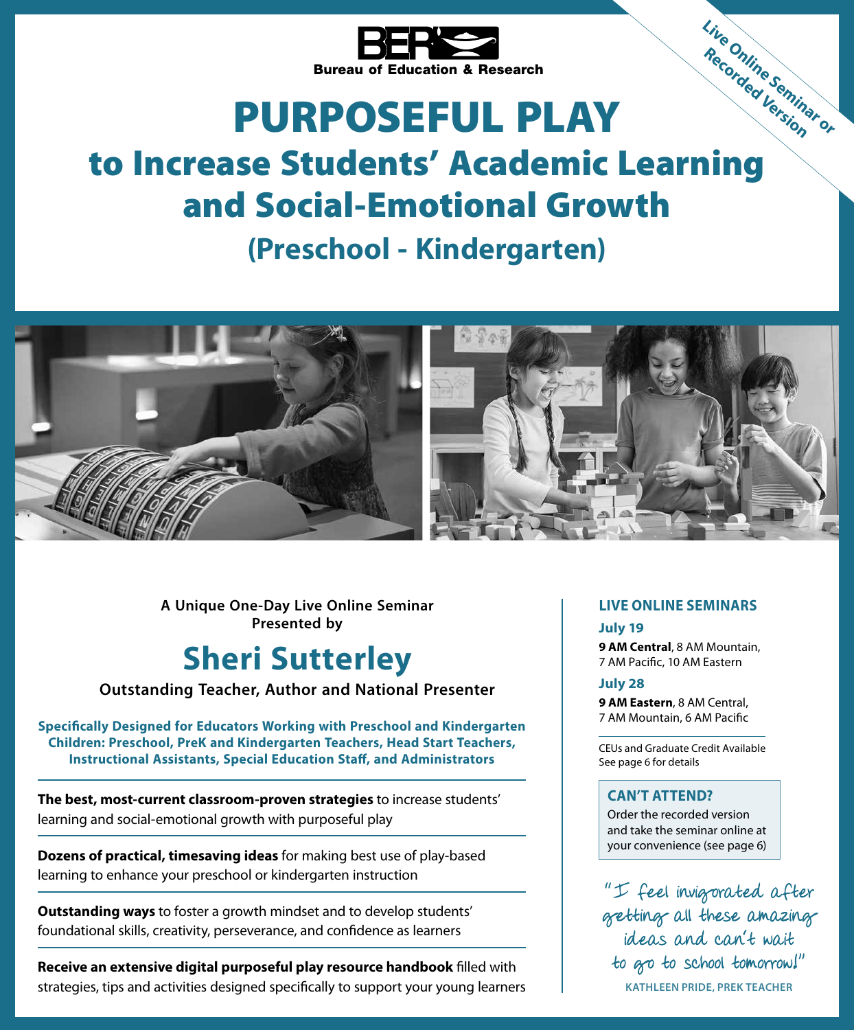**BER**

Bureau of Education & Research

*Live Online Seminar or Recorded Version*

# PURPOSEFUL PLAY

## to Increase Students' Academic Learning and Social-Emotional Growth

### (Preschool - Kindergarten)

**A Unique One-Day Live Online Seminar Presented by**

## Sheri Sutterley

**Outstanding Teacher, Author and National Presenter**

**Specifically Designed for Educators Working with Preschool and Kindergarten Children: Preschool, PreK and Kindergarten Teachers, Head Start Teachers, Instructional Assistants, Special Education Staff, and Administrators**

**The best, most-current classroom-proven strategies** to increase students' learning and social-emotional growth with purposeful play

**Dozens of practical, timesaving ideas** for making best use of play-based learning to enhance your preschool or kindergarten instruction

**Outstanding ways** to foster a growth mindset and to develop students' foundational skills, creativity, perseverance, and confidence as learners

**Receive an extensive digital purposeful play resource handbook** filled with strategies, tips and activities designed specifically to support your young learners

### LIVE ONLINE SEMINARS

**July 19**

**9 AM Central**, 8 AM Mountain, 7 AM Pacific, 10 AM Eastern

**July 28**

**9 AM Eastern**, 8 AM Central, 7 AM Mountain, 6 AM Pacific

CEUs and Graduate Credit Available
See page 6 for details

**CAN'T ATTEND?**

Order the recorded version and take the seminar online at your convenience (see page 6)

"I feel invigorated after getting all these amazing ideas and can't wait to go to school tomorrow!"

KATHLEEN PRIDE, PREK TEACHER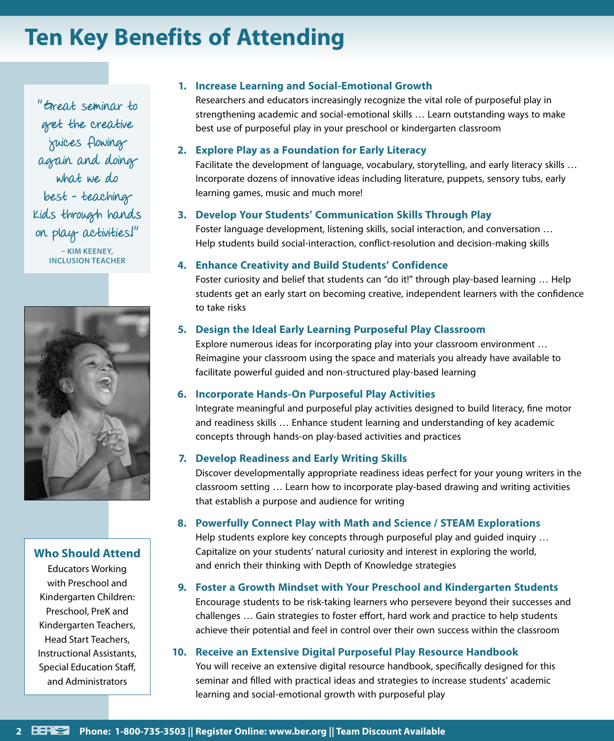# Ten Key Benefits of Attending

"Great seminar to get the creative juices flowing again and doing what we do best - teaching kids through hands on play activities!"

– KIM KEENEY, INCLUSION TEACHER

### Who Should Attend

Educators Working with Preschool and Kindergarten Children: Preschool, PreK and Kindergarten Teachers, Head Start Teachers, Instructional Assistants, Special Education Staff, and Administrators

1. **Increase Learning and Social-Emotional Growth**
   Researchers and educators increasingly recognize the vital role of purposeful play in strengthening academic and social-emotional skills … Learn outstanding ways to make best use of purposeful play in your preschool or kindergarten classroom

2. **Explore Play as a Foundation for Early Literacy**
   Facilitate the development of language, vocabulary, storytelling, and early literacy skills … Incorporate dozens of innovative ideas including literature, puppets, sensory tubs, early learning games, music and much more!

3. **Develop Your Students' Communication Skills Through Play**
   Foster language development, listening skills, social interaction, and conversation … Help students build social-interaction, conflict-resolution and decision-making skills

4. **Enhance Creativity and Build Students' Confidence**
   Foster curiosity and belief that students can "do it!" through play-based learning … Help students get an early start on becoming creative, independent learners with the confidence to take risks

5. **Design the Ideal Early Learning Purposeful Play Classroom**
   Explore numerous ideas for incorporating play into your classroom environment … Reimagine your classroom using the space and materials you already have available to facilitate powerful guided and non-structured play-based learning

6. **Incorporate Hands-On Purposeful Play Activities**
   Integrate meaningful and purposeful play activities designed to build literacy, fine motor and readiness skills … Enhance student learning and understanding of key academic concepts through hands-on play-based activities and practices

7. **Develop Readiness and Early Writing Skills**
   Discover developmentally appropriate readiness ideas perfect for your young writers in the classroom setting … Learn how to incorporate play-based drawing and writing activities that establish a purpose and audience for writing

8. **Powerfully Connect Play with Math and Science / STEAM Explorations**
   Help students explore key concepts through purposeful play and guided inquiry … Capitalize on your students' natural curiosity and interest in exploring the world, and enrich their thinking with Depth of Knowledge strategies

9. **Foster a Growth Mindset with Your Preschool and Kindergarten Students**
   Encourage students to be risk-taking learners who persevere beyond their successes and challenges … Gain strategies to foster effort, hard work and practice to help students achieve their potential and feel in control over their own success within the classroom

10. **Receive an Extensive Digital Purposeful Play Resource Handbook**
    You will receive an extensive digital resource handbook, specifically designed for this seminar and filled with practical ideas and strategies to increase students' academic learning and social-emotional growth with purposeful play

Phone: 1-800-735-3503 || Register Online: www.ber.org || Team Discount Available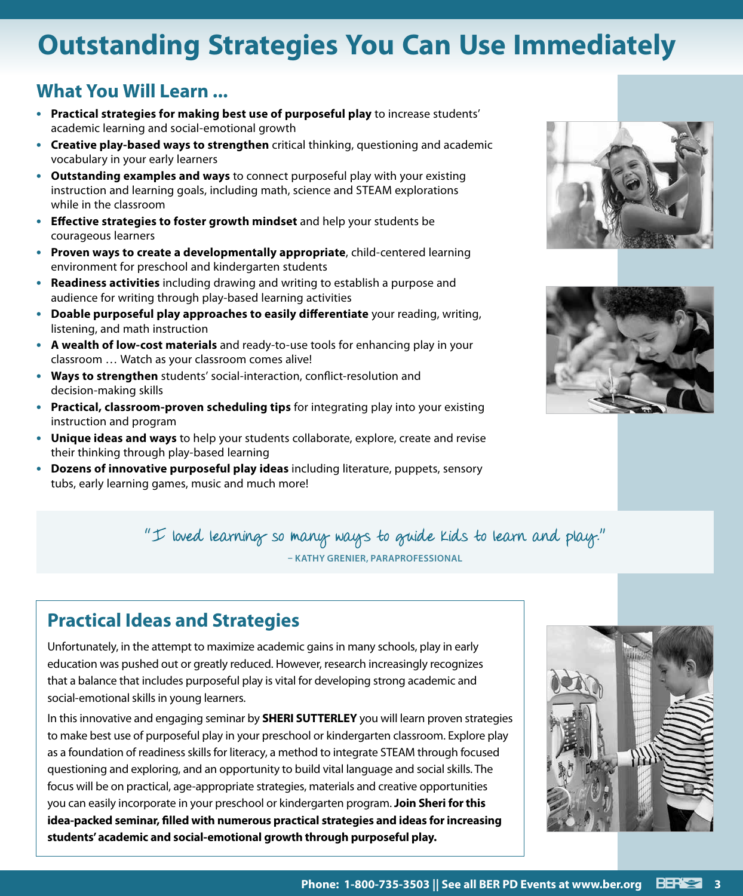# Outstanding Strategies You Can Use Immediately

## What You Will Learn ...

- **Practical strategies for making best use of purposeful play** to increase students' academic learning and social-emotional growth
- **Creative play-based ways to strengthen** critical thinking, questioning and academic vocabulary in your early learners
- **Outstanding examples and ways** to connect purposeful play with your existing instruction and learning goals, including math, science and STEAM explorations while in the classroom
- **Effective strategies to foster growth mindset** and help your students be courageous learners
- **Proven ways to create a developmentally appropriate**, child-centered learning environment for preschool and kindergarten students
- **Readiness activities** including drawing and writing to establish a purpose and audience for writing through play-based learning activities
- **Doable purposeful play approaches to easily differentiate** your reading, writing, listening, and math instruction
- **A wealth of low-cost materials** and ready-to-use tools for enhancing play in your classroom … Watch as your classroom comes alive!
- **Ways to strengthen** students' social-interaction, conflict-resolution and decision-making skills
- **Practical, classroom-proven scheduling tips** for integrating play into your existing instruction and program
- **Unique ideas and ways** to help your students collaborate, explore, create and revise their thinking through play-based learning
- **Dozens of innovative purposeful play ideas** including literature, puppets, sensory tubs, early learning games, music and much more!

"I loved learning so many ways to guide kids to learn and play."

– KATHY GRENIER, PARAPROFESSIONAL

## Practical Ideas and Strategies

Unfortunately, in the attempt to maximize academic gains in many schools, play in early education was pushed out or greatly reduced. However, research increasingly recognizes that a balance that includes purposeful play is vital for developing strong academic and social-emotional skills in young learners.

In this innovative and engaging seminar by **SHERI SUTTERLEY** you will learn proven strategies to make best use of purposeful play in your preschool or kindergarten classroom. Explore play as a foundation of readiness skills for literacy, a method to integrate STEAM through focused questioning and exploring, and an opportunity to build vital language and social skills. The focus will be on practical, age-appropriate strategies, materials and creative opportunities you can easily incorporate in your preschool or kindergarten program. **Join Sheri for this idea-packed seminar, filled with numerous practical strategies and ideas for increasing students' academic and social-emotional growth through purposeful play.**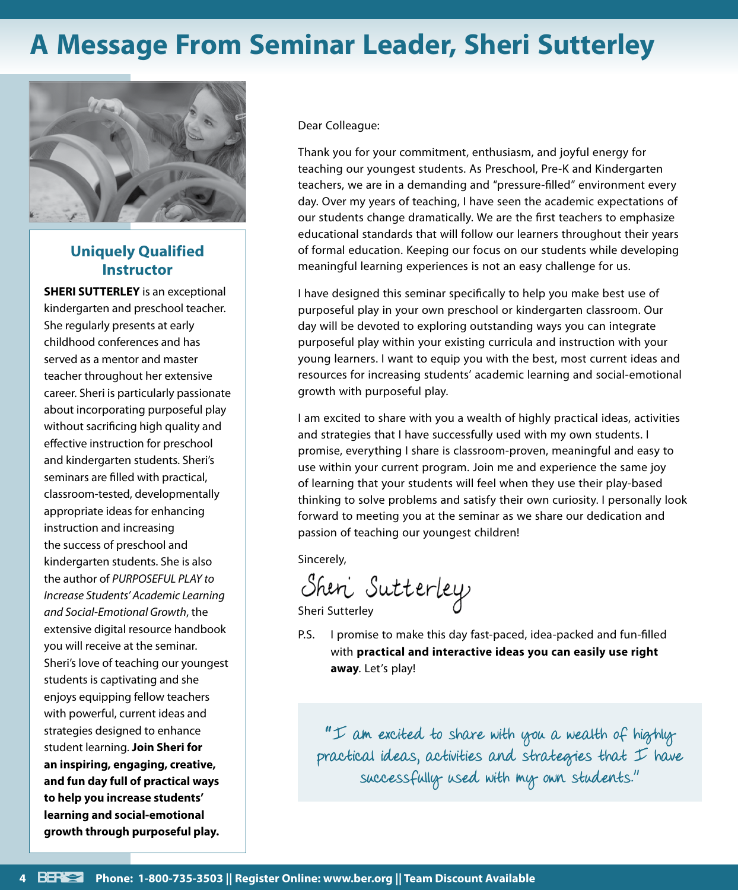# A Message From Seminar Leader, Sheri Sutterley

## Uniquely Qualified Instructor

**SHERI SUTTERLEY** is an exceptional kindergarten and preschool teacher. She regularly presents at early childhood conferences and has served as a mentor and master teacher throughout her extensive career. Sheri is particularly passionate about incorporating purposeful play without sacrificing high quality and effective instruction for preschool and kindergarten students. Sheri's seminars are filled with practical, classroom-tested, developmentally appropriate ideas for enhancing instruction and increasing the success of preschool and kindergarten students. She is also the author of *PURPOSEFUL PLAY to Increase Students' Academic Learning and Social-Emotional Growth*, the extensive digital resource handbook you will receive at the seminar. Sheri's love of teaching our youngest students is captivating and she enjoys equipping fellow teachers with powerful, current ideas and strategies designed to enhance student learning. **Join Sheri for an inspiring, engaging, creative, and fun day full of practical ways to help you increase students' learning and social-emotional growth through purposeful play.**

Dear Colleague:

Thank you for your commitment, enthusiasm, and joyful energy for teaching our youngest students. As Preschool, Pre-K and Kindergarten teachers, we are in a demanding and "pressure-filled" environment every day. Over my years of teaching, I have seen the academic expectations of our students change dramatically. We are the first teachers to emphasize educational standards that will follow our learners throughout their years of formal education. Keeping our focus on our students while developing meaningful learning experiences is not an easy challenge for us.

I have designed this seminar specifically to help you make best use of purposeful play in your own preschool or kindergarten classroom. Our day will be devoted to exploring outstanding ways you can integrate purposeful play within your existing curricula and instruction with your young learners. I want to equip you with the best, most current ideas and resources for increasing students' academic learning and social-emotional growth with purposeful play.

I am excited to share with you a wealth of highly practical ideas, activities and strategies that I have successfully used with my own students. I promise, everything I share is classroom-proven, meaningful and easy to use within your current program. Join me and experience the same joy of learning that your students will feel when they use their play-based thinking to solve problems and satisfy their own curiosity. I personally look forward to meeting you at the seminar as we share our dedication and passion of teaching our youngest children!

Sincerely,

Sheri Sutterley

Sheri Sutterley

P.S. I promise to make this day fast-paced, idea-packed and fun-filled with **practical and interactive ideas you can easily use right away**. Let's play!

"I am excited to share with you a wealth of highly practical ideas, activities and strategies that I have successfully used with my own students."

**Phone: 1-800-735-3503 || Register Online: www.ber.org || Team Discount Available**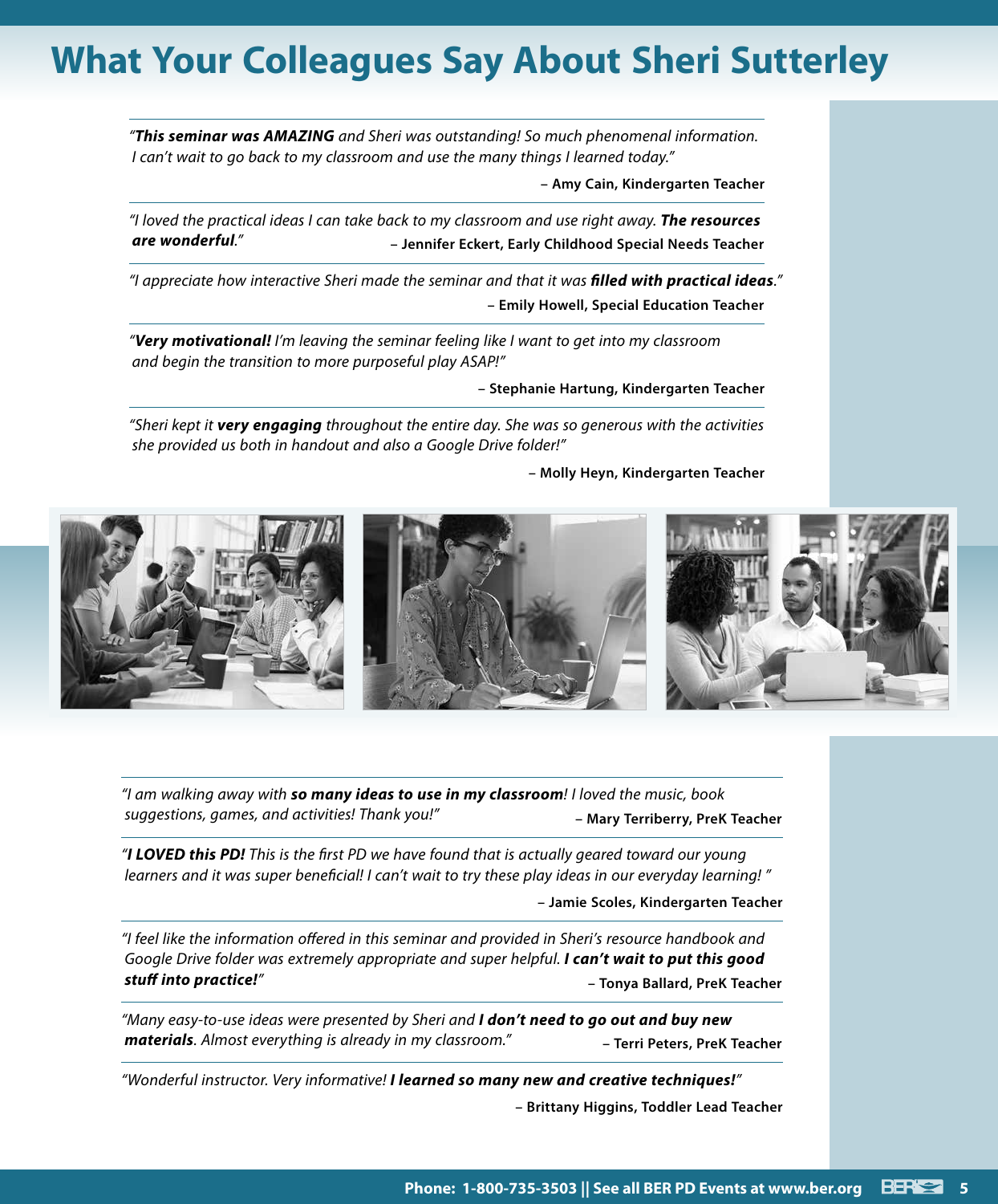# What Your Colleagues Say About Sheri Sutterley

*"**This seminar was AMAZING** and Sheri was outstanding! So much phenomenal information. I can't wait to go back to my classroom and use the many things I learned today."*

**– Amy Cain, Kindergarten Teacher**

*"I loved the practical ideas I can take back to my classroom and use right away. **The resources are wonderful**."*

**– Jennifer Eckert, Early Childhood Special Needs Teacher**

*"I appreciate how interactive Sheri made the seminar and that it was **filled with practical ideas**."*

**– Emily Howell, Special Education Teacher**

*"**Very motivational!** I'm leaving the seminar feeling like I want to get into my classroom and begin the transition to more purposeful play ASAP!"*

**– Stephanie Hartung, Kindergarten Teacher**

*"Sheri kept it **very engaging** throughout the entire day. She was so generous with the activities she provided us both in handout and also a Google Drive folder!"*

**– Molly Heyn, Kindergarten Teacher**

*"I am walking away with **so many ideas to use in my classroom**! I loved the music, book suggestions, games, and activities! Thank you!"*

**– Mary Terriberry, PreK Teacher**

*"**I LOVED this PD!** This is the first PD we have found that is actually geared toward our young learners and it was super beneficial! I can't wait to try these play ideas in our everyday learning! "*

**– Jamie Scoles, Kindergarten Teacher**

*"I feel like the information offered in this seminar and provided in Sheri's resource handbook and Google Drive folder was extremely appropriate and super helpful. **I can't wait to put this good stuff into practice!**"*

**– Tonya Ballard, PreK Teacher**

*"Many easy-to-use ideas were presented by Sheri and **I don't need to go out and buy new materials**. Almost everything is already in my classroom."*

**– Terri Peters, PreK Teacher**

*"Wonderful instructor. Very informative! **I learned so many new and creative techniques!**"*

**– Brittany Higgins, Toddler Lead Teacher**

**Phone: 1-800-735-3503 || See all BER PD Events at www.ber.org**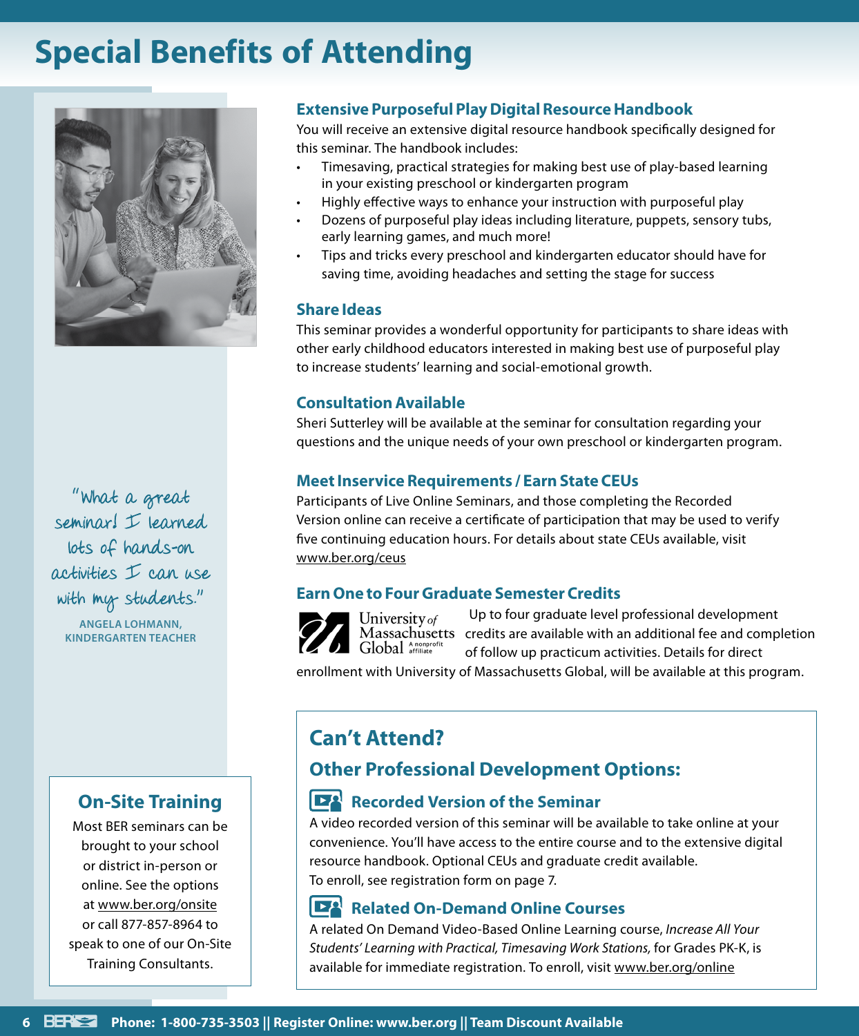# Special Benefits of Attending

## Extensive Purposeful Play Digital Resource Handbook

You will receive an extensive digital resource handbook specifically designed for this seminar. The handbook includes:

- Timesaving, practical strategies for making best use of play-based learning in your existing preschool or kindergarten program
- Highly effective ways to enhance your instruction with purposeful play
- Dozens of purposeful play ideas including literature, puppets, sensory tubs, early learning games, and much more!
- Tips and tricks every preschool and kindergarten educator should have for saving time, avoiding headaches and setting the stage for success

## Share Ideas

This seminar provides a wonderful opportunity for participants to share ideas with other early childhood educators interested in making best use of purposeful play to increase students' learning and social-emotional growth.

## Consultation Available

Sheri Sutterley will be available at the seminar for consultation regarding your questions and the unique needs of your own preschool or kindergarten program.

## Meet Inservice Requirements / Earn State CEUs

Participants of Live Online Seminars, and those completing the Recorded Version online can receive a certificate of participation that may be used to verify five continuing education hours. For details about state CEUs available, visit www.ber.org/ceus

## Earn One to Four Graduate Semester Credits

University of Massachusetts Global – A nonprofit affiliate

Up to four graduate level professional development credits are available with an additional fee and completion of follow up practicum activities. Details for direct enrollment with University of Massachusetts Global, will be available at this program.

"What a great seminar! I learned lots of hands-on activities I can use with my students."

**ANGELA LOHMANN, KINDERGARTEN TEACHER**

## On-Site Training

Most BER seminars can be brought to your school or district in-person or online. See the options at www.ber.org/onsite or call 877-857-8964 to speak to one of our On-Site Training Consultants.

## Can't Attend?

## Other Professional Development Options:

### Recorded Version of the Seminar

A video recorded version of this seminar will be available to take online at your convenience. You'll have access to the entire course and to the extensive digital resource handbook. Optional CEUs and graduate credit available.
To enroll, see registration form on page 7.

### Related On-Demand Online Courses

A related On Demand Video-Based Online Learning course, *Increase All Your Students' Learning with Practical, Timesaving Work Stations,* for Grades PK-K, is available for immediate registration. To enroll, visit www.ber.org/online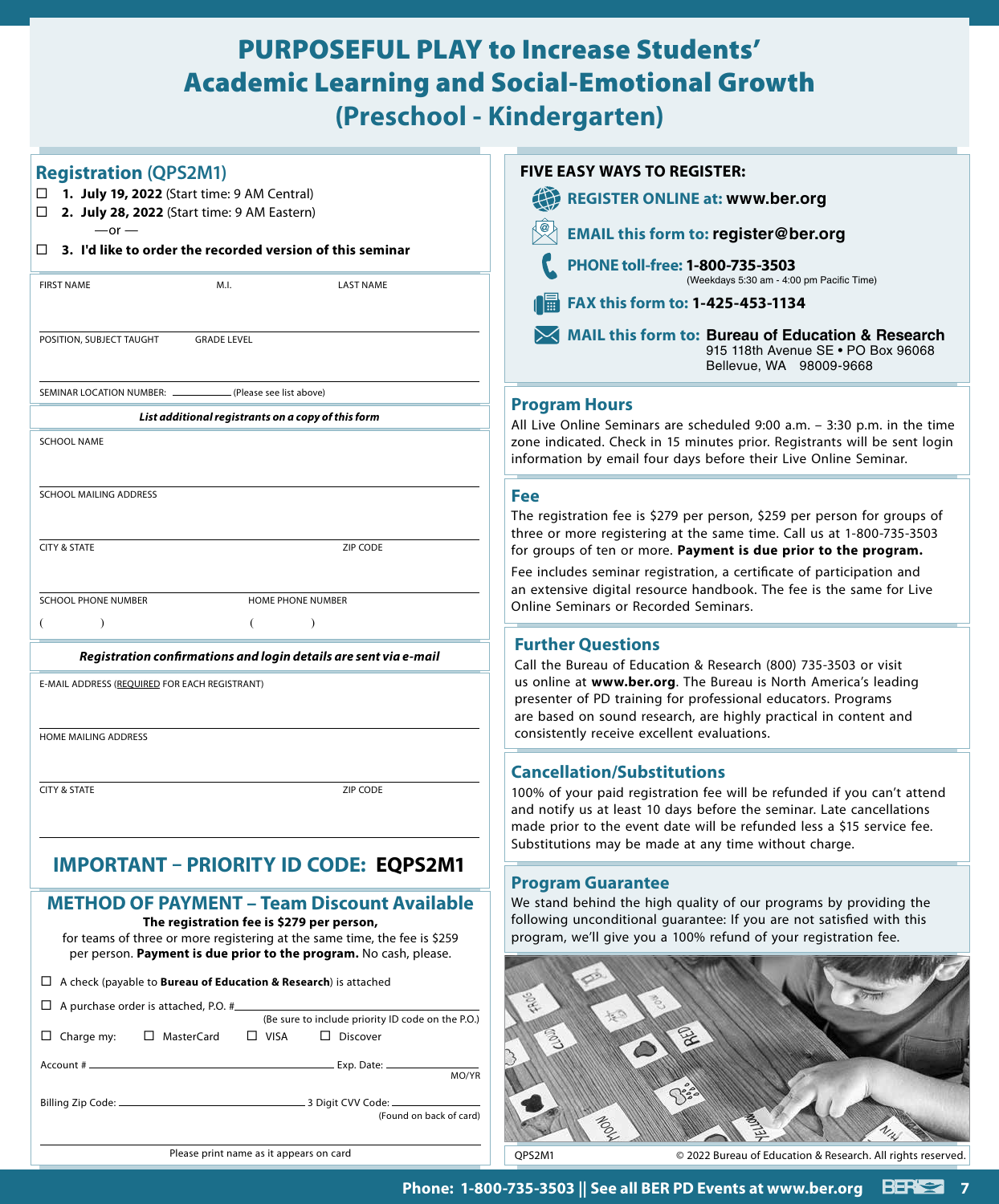# PURPOSEFUL PLAY to Increase Students' Academic Learning and Social-Emotional Growth (Preschool - Kindergarten)

## Registration (QPS2M1)

☐ **1. July 19, 2022** (Start time: 9 AM Central)

☐ **2. July 28, 2022** (Start time: 9 AM Eastern)

—or —

☐ **3. I'd like to order the recorded version of this seminar**

FIRST NAME M.I. LAST NAME

POSITION, SUBJECT TAUGHT GRADE LEVEL

SEMINAR LOCATION NUMBER: ________ (Please see list above)

***List additional registrants on a copy of this form***

SCHOOL NAME

SCHOOL MAILING ADDRESS

CITY & STATE ZIP CODE

SCHOOL PHONE NUMBER HOME PHONE NUMBER

( ) ( )

***Registration confirmations and login details are sent via e-mail***

E-MAIL ADDRESS (REQUIRED FOR EACH REGISTRANT)

HOME MAILING ADDRESS

CITY & STATE ZIP CODE

## IMPORTANT – PRIORITY ID CODE: EQPS2M1

## METHOD OF PAYMENT – Team Discount Available

**The registration fee is $279 per person,** for teams of three or more registering at the same time, the fee is $259 per person. **Payment is due prior to the program.** No cash, please.

☐ A check (payable to **Bureau of Education & Research**) is attached

☐ A purchase order is attached, P.O. # ________ (Be sure to include priority ID code on the P.O.)

☐ Charge my: ☐ MasterCard ☐ VISA ☐ Discover

Account # ________ Exp. Date: ________ MO/YR

Billing Zip Code: ________ 3 Digit CVV Code: ________ (Found on back of card)

________

Please print name as it appears on card

## FIVE EASY WAYS TO REGISTER:

**REGISTER ONLINE at: www.ber.org**

**EMAIL this form to: register@ber.org**

**PHONE toll-free: 1-800-735-3503** (Weekdays 5:30 am - 4:00 pm Pacific Time)

**FAX this form to: 1-425-453-1134**

**MAIL this form to: Bureau of Education & Research**
915 118th Avenue SE • PO Box 96068
Bellevue, WA 98009-9668

## Program Hours

All Live Online Seminars are scheduled 9:00 a.m. – 3:30 p.m. in the time zone indicated. Check in 15 minutes prior. Registrants will be sent login information by email four days before their Live Online Seminar.

## Fee

The registration fee is $279 per person, $259 per person for groups of three or more registering at the same time. Call us at 1-800-735-3503 for groups of ten or more. **Payment is due prior to the program.**

Fee includes seminar registration, a certificate of participation and an extensive digital resource handbook. The fee is the same for Live Online Seminars or Recorded Seminars.

## Further Questions

Call the Bureau of Education & Research (800) 735-3503 or visit us online at **www.ber.org**. The Bureau is North America's leading presenter of PD training for professional educators. Programs are based on sound research, are highly practical in content and consistently receive excellent evaluations.

## Cancellation/Substitutions

100% of your paid registration fee will be refunded if you can't attend and notify us at least 10 days before the seminar. Late cancellations made prior to the event date will be refunded less a $15 service fee. Substitutions may be made at any time without charge.

## Program Guarantee

We stand behind the high quality of our programs by providing the following unconditional guarantee: If you are not satisfied with this program, we'll give you a 100% refund of your registration fee.

QPS2M1 © 2022 Bureau of Education & Research. All rights reserved.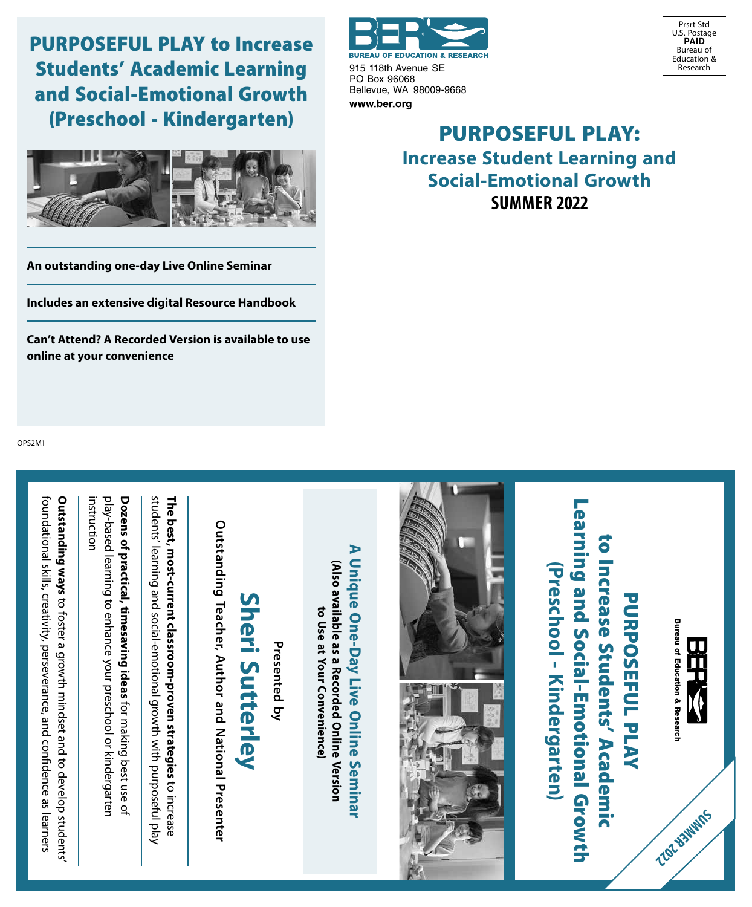# PURPOSEFUL PLAY to Increase Students' Academic Learning and Social-Emotional Growth (Preschool - Kindergarten)

**An outstanding one-day Live Online Seminar**

**Includes an extensive digital Resource Handbook**

**Can't Attend? A Recorded Version is available to use online at your convenience**

QPS2M1

BER
BUREAU OF EDUCATION & RESEARCH
915 118th Avenue SE
PO Box 96068
Bellevue, WA 98009-9668
**www.ber.org**

Prsrt Std
U.S. Postage
**PAID**
Bureau of
Education &
Research

## PURPOSEFUL PLAY:
## Increase Student Learning and Social-Emotional Growth
**SUMMER 2022**

BER Bureau of Education & Research

SUMMER 2022

# PURPOSEFUL PLAY to Increase Students' Academic Learning and Social-Emotional Growth (Preschool - Kindergarten)

**A Unique One-Day Live Online Seminar**
**(Also available as a Recorded Online Version to Use at Your Convenience)**

Presented by

## Sheri Sutterley

**Outstanding Teacher, Author and National Presenter**

**The best, most-current classroom-proven strategies** to increase students' learning and social-emotional growth with purposeful play

**Dozens of practical, timesaving ideas** for making best use of play-based learning to enhance your preschool or kindergarten instruction

**Outstanding ways** to foster a growth mindset and to develop students' foundational skills, creativity, perseverance, and confidence as learners